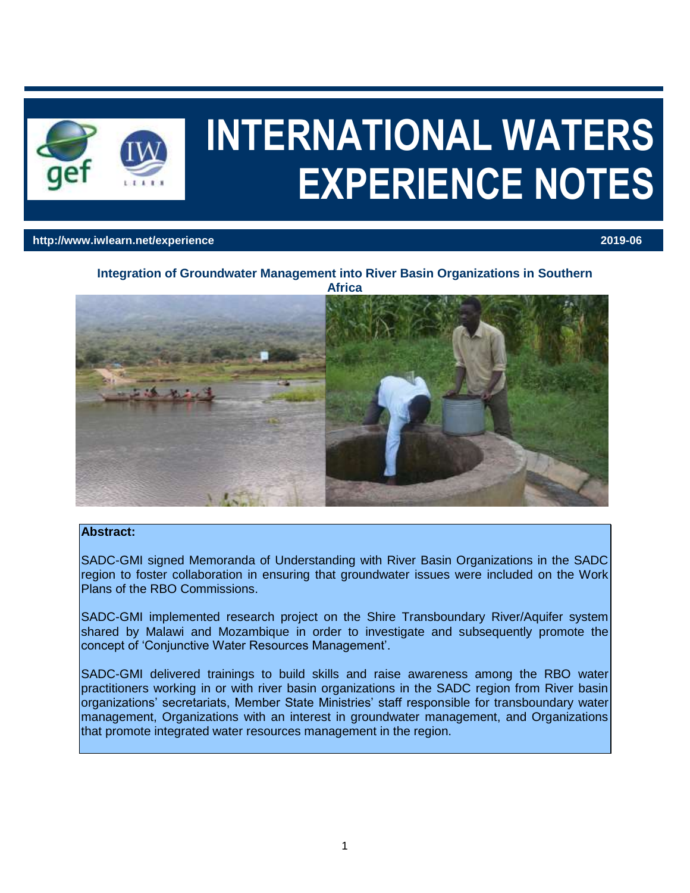# INTERNATIONAL WATERS EXPERIENCE NOTES

**http://www.iwlearn.net/experience** **2019-06**

## Integration of Groundwater Management into River Basin Organizations in Southern Africa

**Abstract:**

SADC-GMI signed Memoranda of Understanding with River Basin Organizations in the SADC region to foster collaboration in ensuring that groundwater issues were included on the Work Plans of the RBO Commissions.

SADC-GMI implemented research project on the Shire Transboundary River/Aquifer system shared by Malawi and Mozambique in order to investigate and subsequently promote the concept of 'Conjunctive Water Resources Management'.

SADC-GMI delivered trainings to build skills and raise awareness among the RBO water practitioners working in or with river basin organizations in the SADC region from River basin organizations' secretariats, Member State Ministries' staff responsible for transboundary water management, Organizations with an interest in groundwater management, and Organizations that promote integrated water resources management in the region.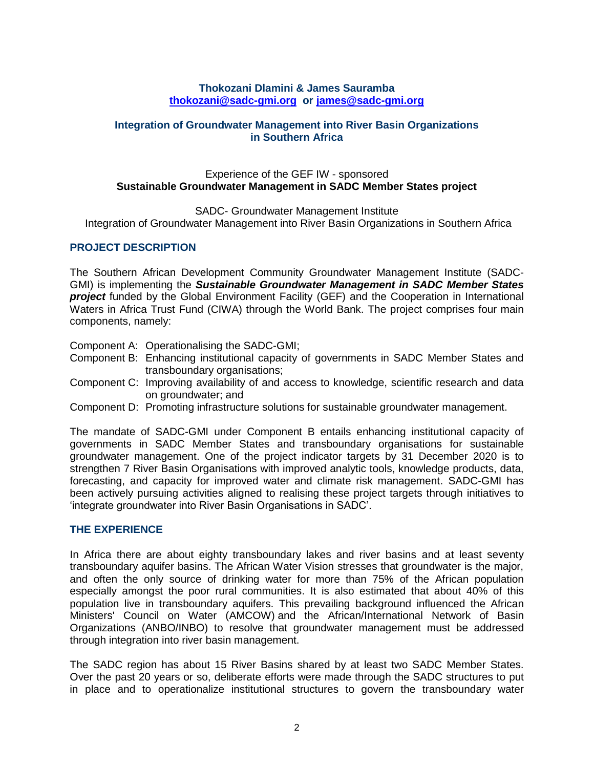**Thokozani Dlamini & James Sauramba**
**[thokozani@sadc-gmi.org](mailto:thokozani@sadc-gmi.org) or [james@sadc-gmi.org](mailto:james@sadc-gmi.org)**

## Integration of Groundwater Management into River Basin Organizations in Southern Africa

Experience of the GEF IW - sponsored
**Sustainable Groundwater Management in SADC Member States project**

SADC- Groundwater Management Institute
Integration of Groundwater Management into River Basin Organizations in Southern Africa

### PROJECT DESCRIPTION

The Southern African Development Community Groundwater Management Institute (SADC-GMI) is implementing the ***Sustainable Groundwater Management in SADC Member States project*** funded by the Global Environment Facility (GEF) and the Cooperation in International Waters in Africa Trust Fund (CIWA) through the World Bank. The project comprises four main components, namely:

- Component A: Operationalising the SADC-GMI;
- Component B: Enhancing institutional capacity of governments in SADC Member States and transboundary organisations;
- Component C: Improving availability of and access to knowledge, scientific research and data on groundwater; and
- Component D: Promoting infrastructure solutions for sustainable groundwater management.

The mandate of SADC-GMI under Component B entails enhancing institutional capacity of governments in SADC Member States and transboundary organisations for sustainable groundwater management. One of the project indicator targets by 31 December 2020 is to strengthen 7 River Basin Organisations with improved analytic tools, knowledge products, data, forecasting, and capacity for improved water and climate risk management. SADC-GMI has been actively pursuing activities aligned to realising these project targets through initiatives to 'integrate groundwater into River Basin Organisations in SADC'.

### THE EXPERIENCE

In Africa there are about eighty transboundary lakes and river basins and at least seventy transboundary aquifer basins. The African Water Vision stresses that groundwater is the major, and often the only source of drinking water for more than 75% of the African population especially amongst the poor rural communities. It is also estimated that about 40% of this population live in transboundary aquifers. This prevailing background influenced the African Ministers' Council on Water (AMCOW) and the African/International Network of Basin Organizations (ANBO/INBO) to resolve that groundwater management must be addressed through integration into river basin management.

The SADC region has about 15 River Basins shared by at least two SADC Member States. Over the past 20 years or so, deliberate efforts were made through the SADC structures to put in place and to operationalize institutional structures to govern the transboundary water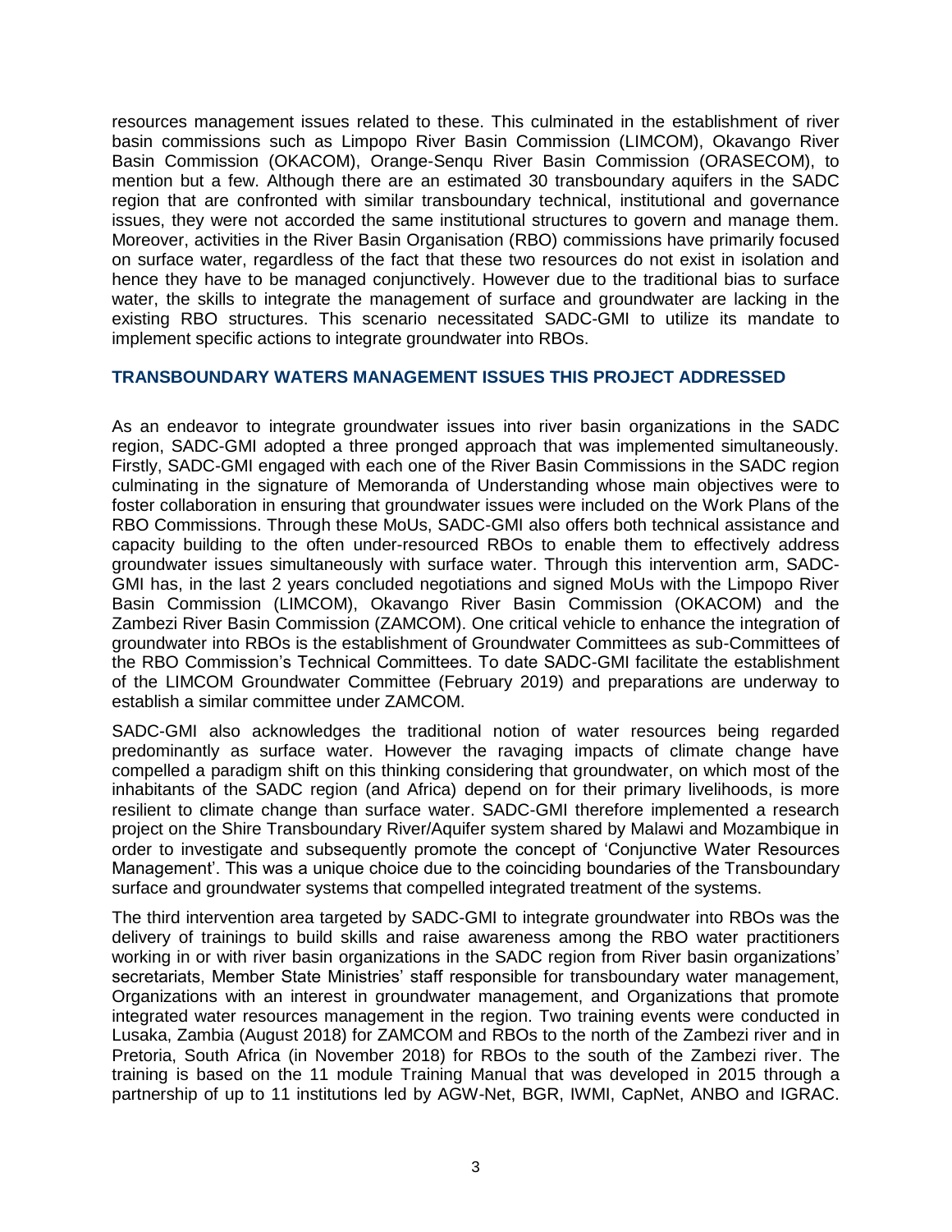resources management issues related to these. This culminated in the establishment of river basin commissions such as Limpopo River Basin Commission (LIMCOM), Okavango River Basin Commission (OKACOM), Orange-Senqu River Basin Commission (ORASECOM), to mention but a few. Although there are an estimated 30 transboundary aquifers in the SADC region that are confronted with similar transboundary technical, institutional and governance issues, they were not accorded the same institutional structures to govern and manage them. Moreover, activities in the River Basin Organisation (RBO) commissions have primarily focused on surface water, regardless of the fact that these two resources do not exist in isolation and hence they have to be managed conjunctively. However due to the traditional bias to surface water, the skills to integrate the management of surface and groundwater are lacking in the existing RBO structures. This scenario necessitated SADC-GMI to utilize its mandate to implement specific actions to integrate groundwater into RBOs.

## TRANSBOUNDARY WATERS MANAGEMENT ISSUES THIS PROJECT ADDRESSED

As an endeavor to integrate groundwater issues into river basin organizations in the SADC region, SADC-GMI adopted a three pronged approach that was implemented simultaneously. Firstly, SADC-GMI engaged with each one of the River Basin Commissions in the SADC region culminating in the signature of Memoranda of Understanding whose main objectives were to foster collaboration in ensuring that groundwater issues were included on the Work Plans of the RBO Commissions. Through these MoUs, SADC-GMI also offers both technical assistance and capacity building to the often under-resourced RBOs to enable them to effectively address groundwater issues simultaneously with surface water. Through this intervention arm, SADC-GMI has, in the last 2 years concluded negotiations and signed MoUs with the Limpopo River Basin Commission (LIMCOM), Okavango River Basin Commission (OKACOM) and the Zambezi River Basin Commission (ZAMCOM). One critical vehicle to enhance the integration of groundwater into RBOs is the establishment of Groundwater Committees as sub-Committees of the RBO Commission's Technical Committees. To date SADC-GMI facilitate the establishment of the LIMCOM Groundwater Committee (February 2019) and preparations are underway to establish a similar committee under ZAMCOM.

SADC-GMI also acknowledges the traditional notion of water resources being regarded predominantly as surface water. However the ravaging impacts of climate change have compelled a paradigm shift on this thinking considering that groundwater, on which most of the inhabitants of the SADC region (and Africa) depend on for their primary livelihoods, is more resilient to climate change than surface water. SADC-GMI therefore implemented a research project on the Shire Transboundary River/Aquifer system shared by Malawi and Mozambique in order to investigate and subsequently promote the concept of 'Conjunctive Water Resources Management'. This was a unique choice due to the coinciding boundaries of the Transboundary surface and groundwater systems that compelled integrated treatment of the systems.

The third intervention area targeted by SADC-GMI to integrate groundwater into RBOs was the delivery of trainings to build skills and raise awareness among the RBO water practitioners working in or with river basin organizations in the SADC region from River basin organizations' secretariats, Member State Ministries' staff responsible for transboundary water management, Organizations with an interest in groundwater management, and Organizations that promote integrated water resources management in the region. Two training events were conducted in Lusaka, Zambia (August 2018) for ZAMCOM and RBOs to the north of the Zambezi river and in Pretoria, South Africa (in November 2018) for RBOs to the south of the Zambezi river. The training is based on the 11 module Training Manual that was developed in 2015 through a partnership of up to 11 institutions led by AGW-Net, BGR, IWMI, CapNet, ANBO and IGRAC.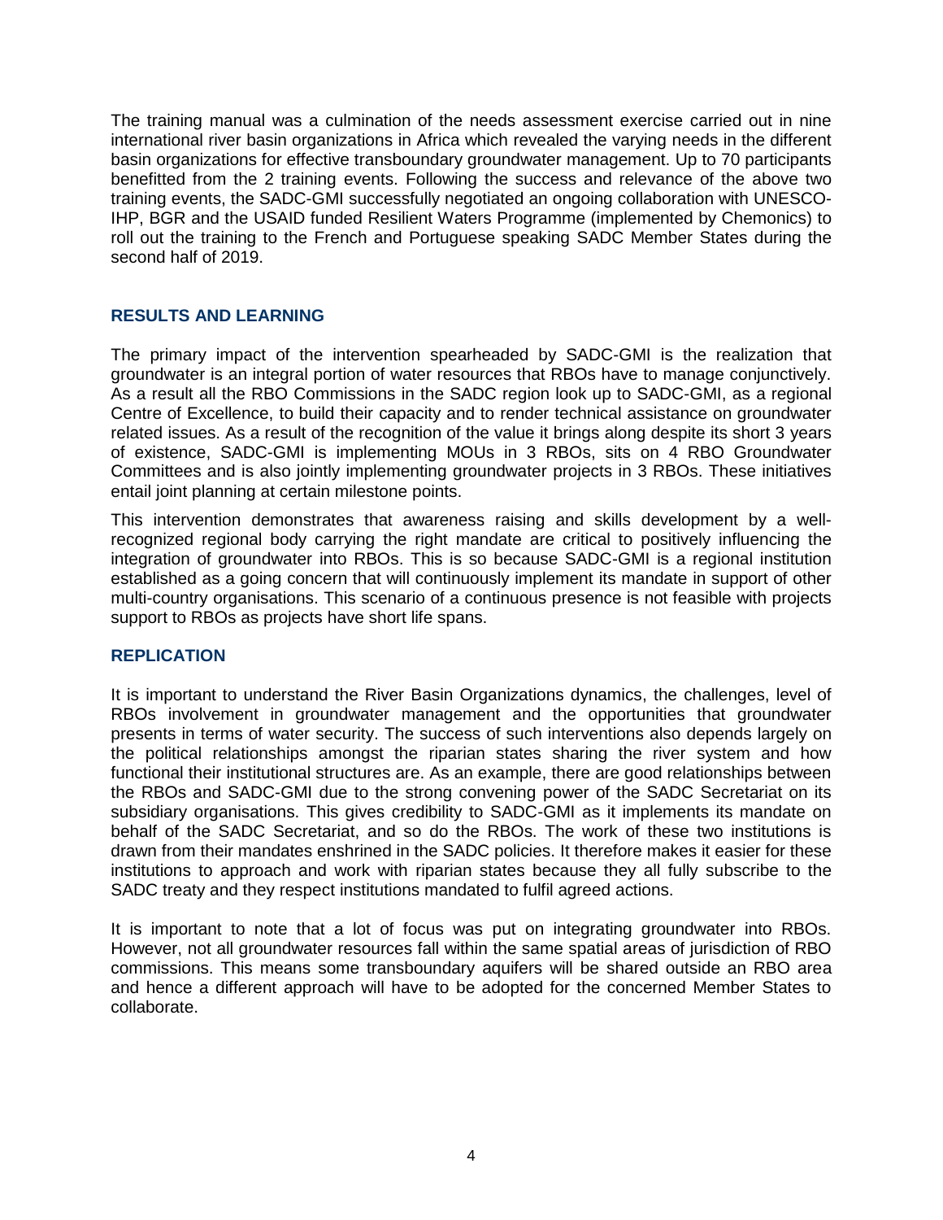The training manual was a culmination of the needs assessment exercise carried out in nine international river basin organizations in Africa which revealed the varying needs in the different basin organizations for effective transboundary groundwater management. Up to 70 participants benefitted from the 2 training events. Following the success and relevance of the above two training events, the SADC-GMI successfully negotiated an ongoing collaboration with UNESCO-IHP, BGR and the USAID funded Resilient Waters Programme (implemented by Chemonics) to roll out the training to the French and Portuguese speaking SADC Member States during the second half of 2019.

## RESULTS AND LEARNING

The primary impact of the intervention spearheaded by SADC-GMI is the realization that groundwater is an integral portion of water resources that RBOs have to manage conjunctively. As a result all the RBO Commissions in the SADC region look up to SADC-GMI, as a regional Centre of Excellence, to build their capacity and to render technical assistance on groundwater related issues. As a result of the recognition of the value it brings along despite its short 3 years of existence, SADC-GMI is implementing MOUs in 3 RBOs, sits on 4 RBO Groundwater Committees and is also jointly implementing groundwater projects in 3 RBOs. These initiatives entail joint planning at certain milestone points.

This intervention demonstrates that awareness raising and skills development by a well-recognized regional body carrying the right mandate are critical to positively influencing the integration of groundwater into RBOs. This is so because SADC-GMI is a regional institution established as a going concern that will continuously implement its mandate in support of other multi-country organisations. This scenario of a continuous presence is not feasible with projects support to RBOs as projects have short life spans.

## REPLICATION

It is important to understand the River Basin Organizations dynamics, the challenges, level of RBOs involvement in groundwater management and the opportunities that groundwater presents in terms of water security. The success of such interventions also depends largely on the political relationships amongst the riparian states sharing the river system and how functional their institutional structures are. As an example, there are good relationships between the RBOs and SADC-GMI due to the strong convening power of the SADC Secretariat on its subsidiary organisations. This gives credibility to SADC-GMI as it implements its mandate on behalf of the SADC Secretariat, and so do the RBOs. The work of these two institutions is drawn from their mandates enshrined in the SADC policies. It therefore makes it easier for these institutions to approach and work with riparian states because they all fully subscribe to the SADC treaty and they respect institutions mandated to fulfil agreed actions.

It is important to note that a lot of focus was put on integrating groundwater into RBOs. However, not all groundwater resources fall within the same spatial areas of jurisdiction of RBO commissions. This means some transboundary aquifers will be shared outside an RBO area and hence a different approach will have to be adopted for the concerned Member States to collaborate.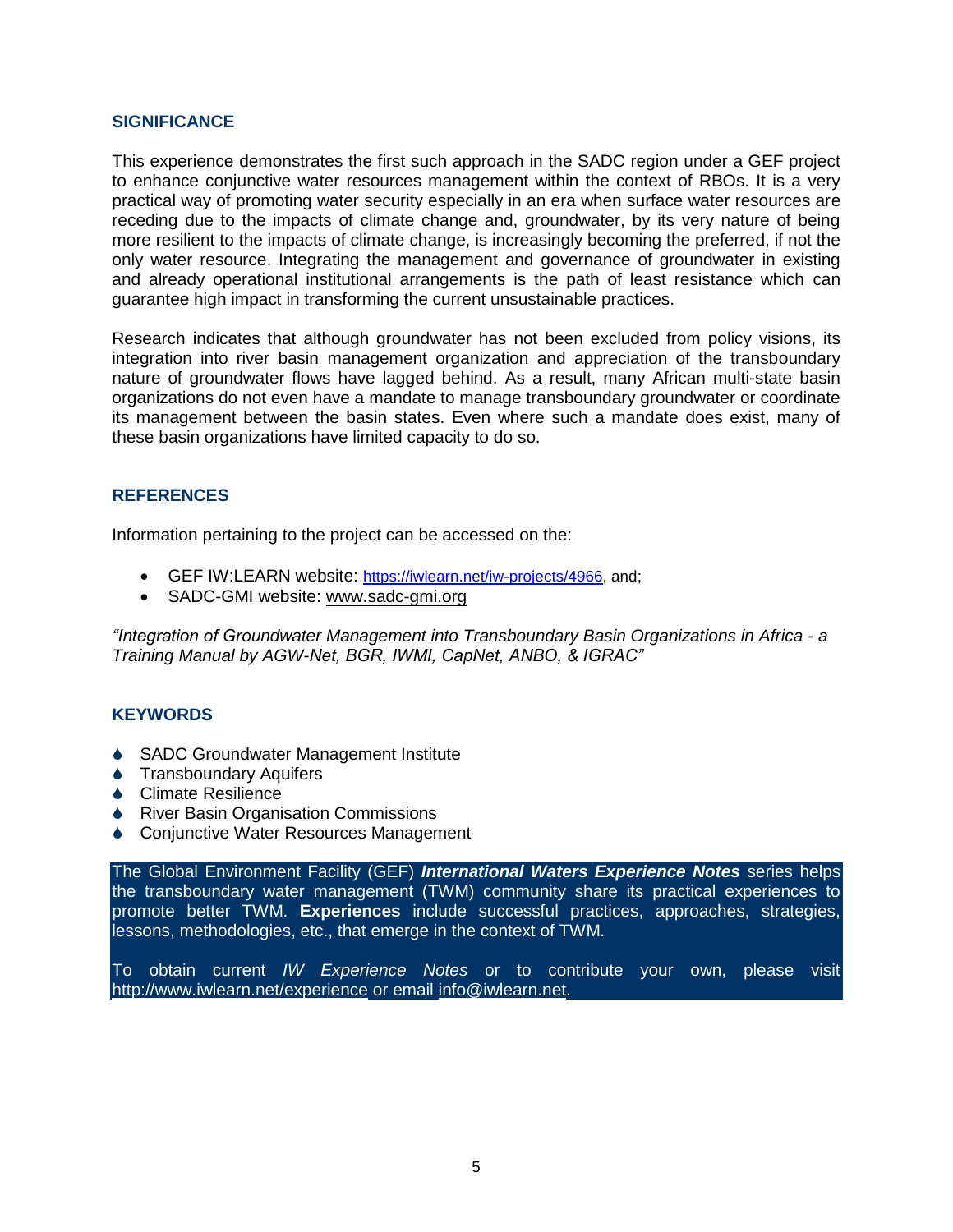## SIGNIFICANCE

This experience demonstrates the first such approach in the SADC region under a GEF project to enhance conjunctive water resources management within the context of RBOs. It is a very practical way of promoting water security especially in an era when surface water resources are receding due to the impacts of climate change and, groundwater, by its very nature of being more resilient to the impacts of climate change, is increasingly becoming the preferred, if not the only water resource. Integrating the management and governance of groundwater in existing and already operational institutional arrangements is the path of least resistance which can guarantee high impact in transforming the current unsustainable practices.

Research indicates that although groundwater has not been excluded from policy visions, its integration into river basin management organization and appreciation of the transboundary nature of groundwater flows have lagged behind. As a result, many African multi-state basin organizations do not even have a mandate to manage transboundary groundwater or coordinate its management between the basin states. Even where such a mandate does exist, many of these basin organizations have limited capacity to do so.

## REFERENCES

Information pertaining to the project can be accessed on the:

- GEF IW:LEARN website: https://iwlearn.net/iw-projects/4966, and;
- SADC-GMI website: www.sadc-gmi.org

*“Integration of Groundwater Management into Transboundary Basin Organizations in Africa - a Training Manual by AGW-Net, BGR, IWMI, CapNet, ANBO, & IGRAC”*

## KEYWORDS

- SADC Groundwater Management Institute
- Transboundary Aquifers
- Climate Resilience
- River Basin Organisation Commissions
- Conjunctive Water Resources Management

The Global Environment Facility (GEF) ***International Waters Experience Notes*** series helps the transboundary water management (TWM) community share its practical experiences to promote better TWM. **Experiences** include successful practices, approaches, strategies, lessons, methodologies, etc., that emerge in the context of TWM.

To obtain current *IW Experience Notes* or to contribute your own, please visit http://www.iwlearn.net/experience or email info@iwlearn.net.